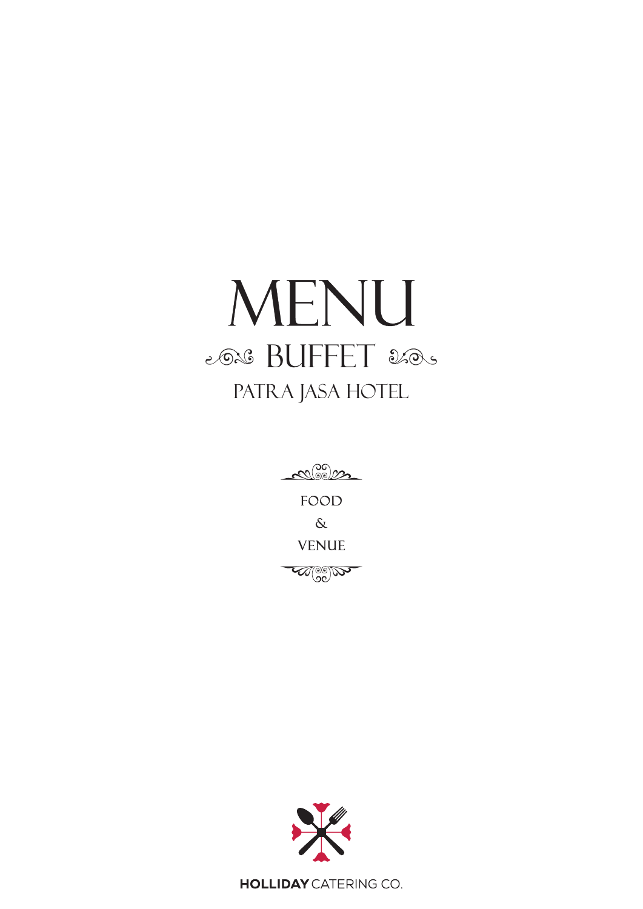# MENU

## BUFFET

### PATRA JASA HOTEL

FOOD

&

VENUE

**HOLLIDAY** CATERING CO.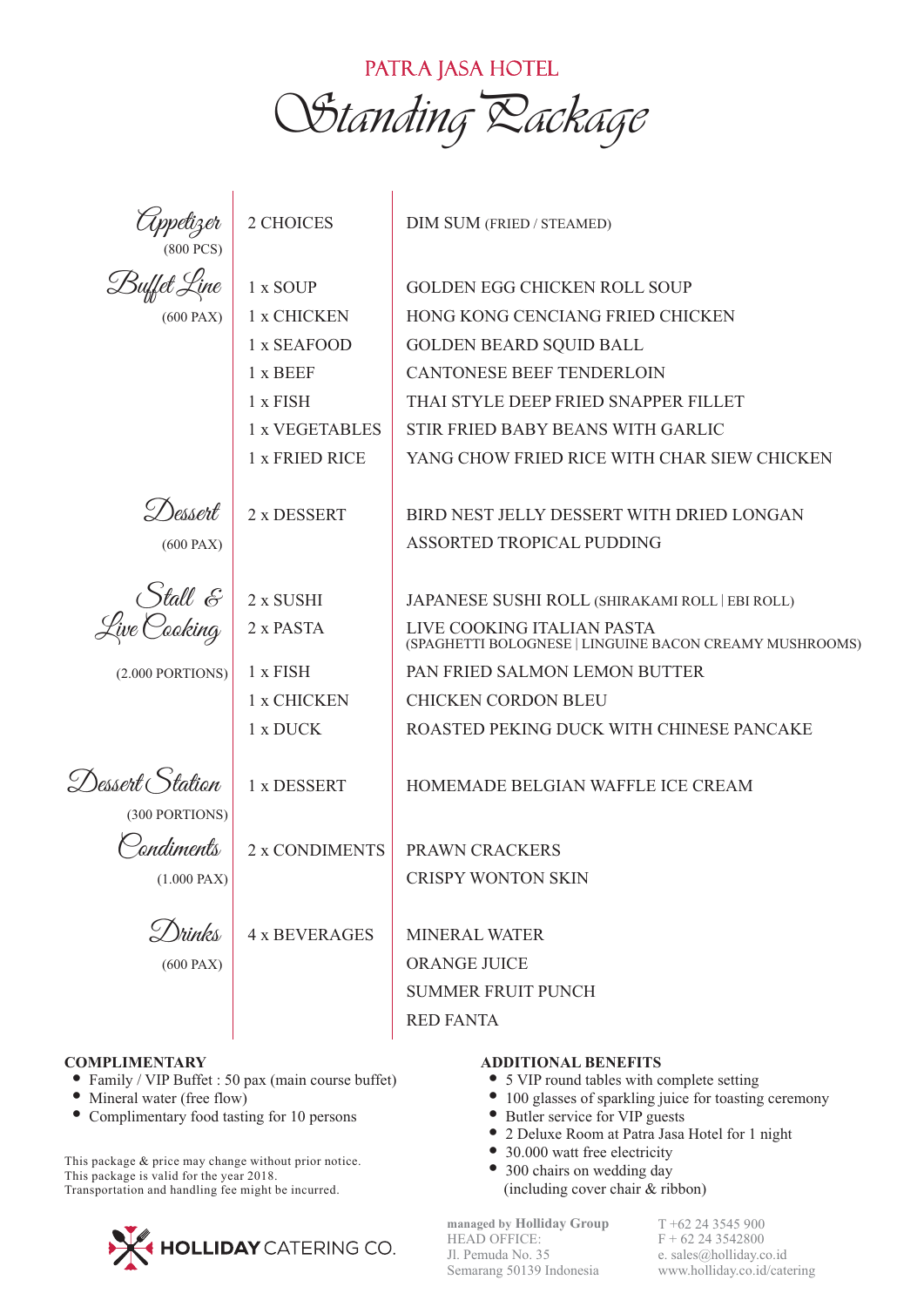# PATRA JASA HOTEL

## Standing Package

| Category | Item | Menu |
|---|---|---|
| **Appetizer** (800 PCS) | 2 CHOICES | DIM SUM (FRIED / STEAMED) |
| **Buffet Line** (600 PAX) | 1 x SOUP | GOLDEN EGG CHICKEN ROLL SOUP |
| | 1 x CHICKEN | HONG KONG CENCIANG FRIED CHICKEN |
| | 1 x SEAFOOD | GOLDEN BEARD SQUID BALL |
| | 1 x BEEF | CANTONESE BEEF TENDERLOIN |
| | 1 x FISH | THAI STYLE DEEP FRIED SNAPPER FILLET |
| | 1 x VEGETABLES | STIR FRIED BABY BEANS WITH GARLIC |
| | 1 x FRIED RICE | YANG CHOW FRIED RICE WITH CHAR SIEW CHICKEN |
| **Dessert** (600 PAX) | 2 x DESSERT | BIRD NEST JELLY DESSERT WITH DRIED LONGAN |
| | | ASSORTED TROPICAL PUDDING |
| **Stall & Live Cooking** (2.000 PORTIONS) | 2 x SUSHI | JAPANESE SUSHI ROLL (SHIRAKAMI ROLL \| EBI ROLL) |
| | 2 x PASTA | LIVE COOKING ITALIAN PASTA (SPAGHETTI BOLOGNESE \| LINGUINE BACON CREAMY MUSHROOMS) |
| | 1 x FISH | PAN FRIED SALMON LEMON BUTTER |
| | 1 x CHICKEN | CHICKEN CORDON BLEU |
| | 1 x DUCK | ROASTED PEKING DUCK WITH CHINESE PANCAKE |
| **Dessert Station** (300 PORTIONS) | 1 x DESSERT | HOMEMADE BELGIAN WAFFLE ICE CREAM |
| **Condiments** (1.000 PAX) | 2 x CONDIMENTS | PRAWN CRACKERS |
| | | CRISPY WONTON SKIN |
| **Drinks** (600 PAX) | 4 x BEVERAGES | MINERAL WATER |
| | | ORANGE JUICE |
| | | SUMMER FRUIT PUNCH |
| | | RED FANTA |

**COMPLIMENTARY**

- Family / VIP Buffet : 50 pax (main course buffet)
- Mineral water (free flow)
- Complimentary food tasting for 10 persons

This package & price may change without prior notice.
This package is valid for the year 2018.
Transportation and handling fee might be incurred.

**ADDITIONAL BENEFITS**

- 5 VIP round tables with complete setting
- 100 glasses of sparkling juice for toasting ceremony
- Butler service for VIP guests
- 2 Deluxe Room at Patra Jasa Hotel for 1 night
- 30.000 watt free electricity
- 300 chairs on wedding day (including cover chair & ribbon)

HOLLIDAY CATERING CO.

managed by **Holliday Group**
HEAD OFFICE:
Jl. Pemuda No. 35
Semarang 50139 Indonesia

T +62 24 3545 900
F + 62 24 3542800
e. sales@holliday.co.id
www.holliday.co.id/catering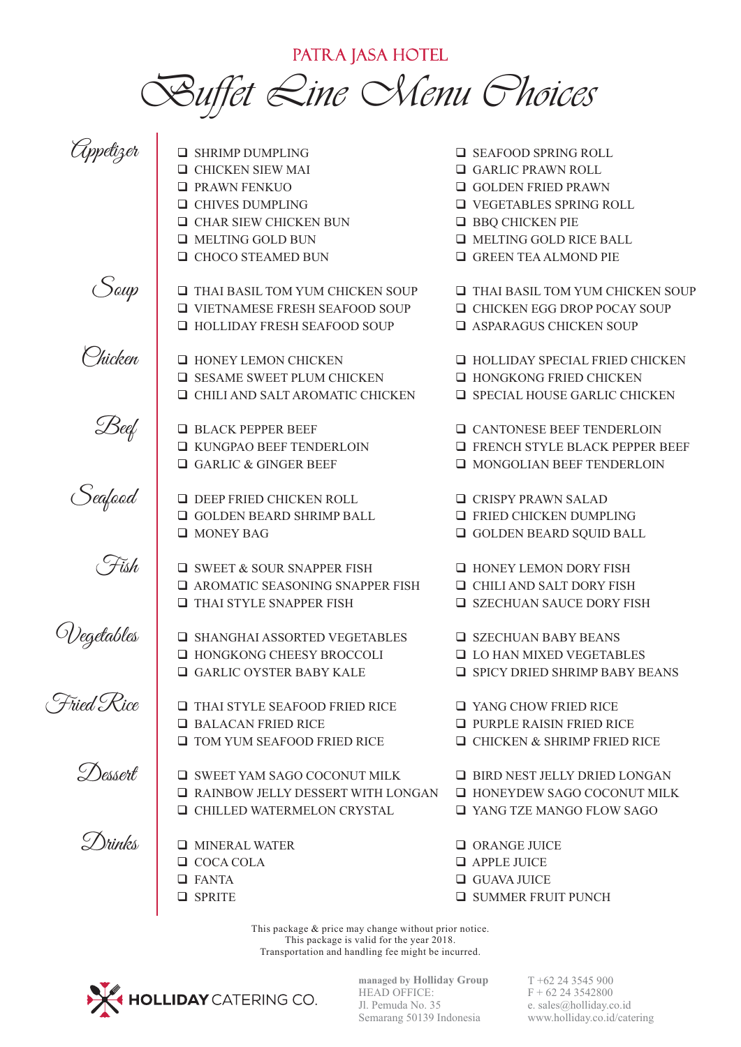PATRA JASA HOTEL

# Buffet Line Menu Choices

## Appetizer

- ❑ SHRIMP DUMPLING
- ❑ CHICKEN SIEW MAI
- ❑ PRAWN FENKUO
- ❑ CHIVES DUMPLING
- ❑ CHAR SIEW CHICKEN BUN
- ❑ MELTING GOLD BUN
- ❑ CHOCO STEAMED BUN
- ❑ SEAFOOD SPRING ROLL
- ❑ GARLIC PRAWN ROLL
- ❑ GOLDEN FRIED PRAWN
- ❑ VEGETABLES SPRING ROLL
- ❑ BBQ CHICKEN PIE
- ❑ MELTING GOLD RICE BALL
- ❑ GREEN TEA ALMOND PIE

## Soup

- ❑ THAI BASIL TOM YUM CHICKEN SOUP
- ❑ VIETNAMESE FRESH SEAFOOD SOUP
- ❑ HOLLIDAY FRESH SEAFOOD SOUP
- ❑ THAI BASIL TOM YUM CHICKEN SOUP
- ❑ CHICKEN EGG DROP POCAY SOUP
- ❑ ASPARAGUS CHICKEN SOUP

## Chicken

- ❑ HONEY LEMON CHICKEN
- ❑ SESAME SWEET PLUM CHICKEN
- ❑ CHILI AND SALT AROMATIC CHICKEN
- ❑ HOLLIDAY SPECIAL FRIED CHICKEN
- ❑ HONGKONG FRIED CHICKEN
- ❑ SPECIAL HOUSE GARLIC CHICKEN

## Beef

- ❑ BLACK PEPPER BEEF
- ❑ KUNGPAO BEEF TENDERLOIN
- ❑ GARLIC & GINGER BEEF
- ❑ CANTONESE BEEF TENDERLOIN
- ❑ FRENCH STYLE BLACK PEPPER BEEF
- ❑ MONGOLIAN BEEF TENDERLOIN

## Seafood

- ❑ DEEP FRIED CHICKEN ROLL
- ❑ GOLDEN BEARD SHRIMP BALL
- ❑ MONEY BAG
- ❑ CRISPY PRAWN SALAD
- ❑ FRIED CHICKEN DUMPLING
- ❑ GOLDEN BEARD SQUID BALL

## Fish

- ❑ SWEET & SOUR SNAPPER FISH
- ❑ AROMATIC SEASONING SNAPPER FISH
- ❑ THAI STYLE SNAPPER FISH
- ❑ HONEY LEMON DORY FISH
- ❑ CHILI AND SALT DORY FISH
- ❑ SZECHUAN SAUCE DORY FISH

## Vegetables

- ❑ SHANGHAI ASSORTED VEGETABLES
- ❑ HONGKONG CHEESY BROCCOLI
- ❑ GARLIC OYSTER BABY KALE
- ❑ SZECHUAN BABY BEANS
- ❑ LO HAN MIXED VEGETABLES
- ❑ SPICY DRIED SHRIMP BABY BEANS

## Fried Rice

- ❑ THAI STYLE SEAFOOD FRIED RICE
- ❑ BALACAN FRIED RICE
- ❑ TOM YUM SEAFOOD FRIED RICE
- ❑ YANG CHOW FRIED RICE
- ❑ PURPLE RAISIN FRIED RICE
- ❑ CHICKEN & SHRIMP FRIED RICE

## Dessert

- ❑ SWEET YAM SAGO COCONUT MILK
- ❑ RAINBOW JELLY DESSERT WITH LONGAN
- ❑ CHILLED WATERMELON CRYSTAL
- ❑ BIRD NEST JELLY DRIED LONGAN
- ❑ HONEYDEW SAGO COCONUT MILK
- ❑ YANG TZE MANGO FLOW SAGO

## Drinks

- ❑ MINERAL WATER
- ❑ COCA COLA
- ❑ FANTA
- ❑ SPRITE
- ❑ ORANGE JUICE
- ❑ APPLE JUICE
- ❑ GUAVA JUICE
- ❑ SUMMER FRUIT PUNCH

This package & price may change without prior notice.
This package is valid for the year 2018.
Transportation and handling fee might be incurred.

HOLLIDAY CATERING CO.

managed by **Holliday Group**
HEAD OFFICE:
Jl. Pemuda No. 35
Semarang 50139 Indonesia

T +62 24 3545 900
F + 62 24 3542800
e. sales@holliday.co.id
www.holliday.co.id/catering